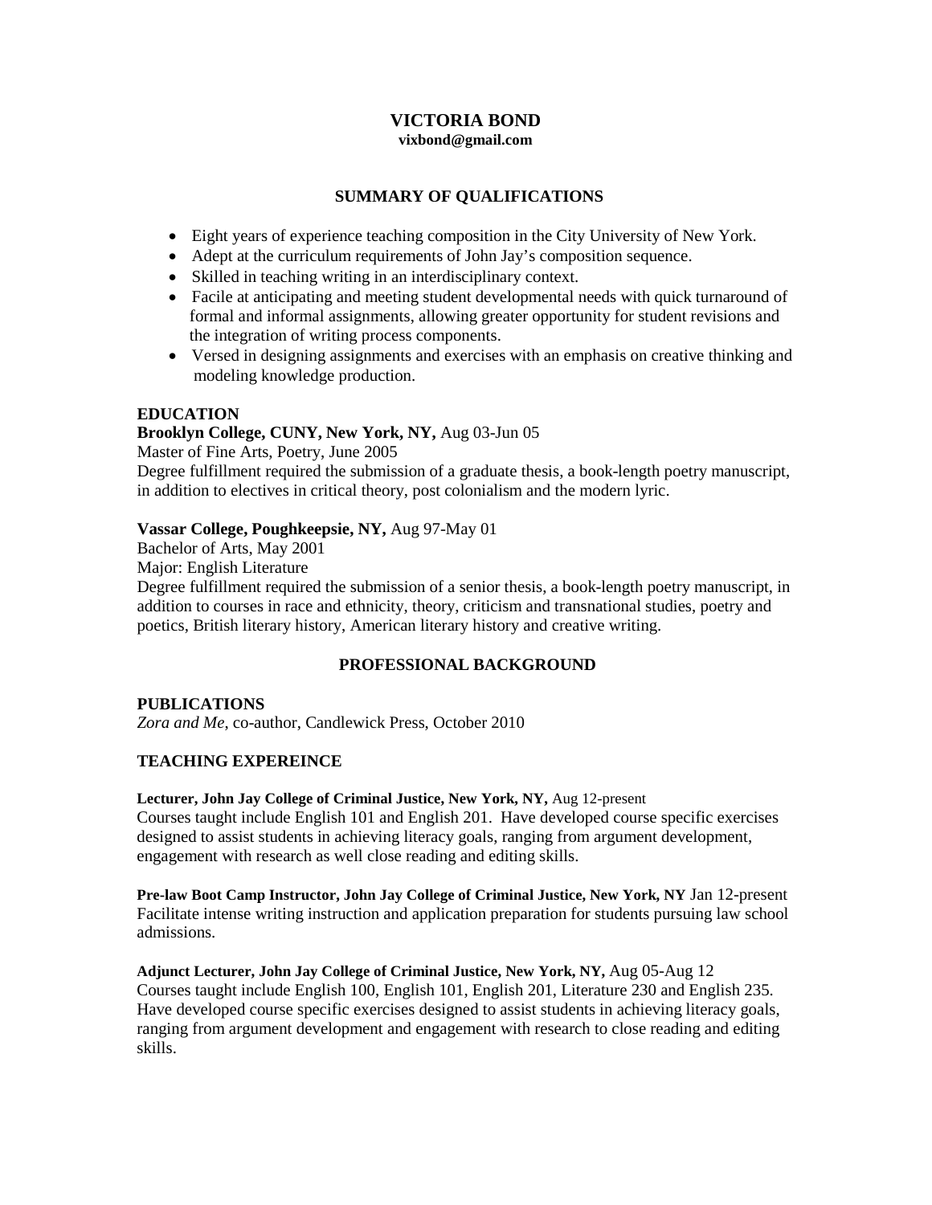# VICTORIA BOND

**vixbond@gmail.com**

## SUMMARY OF QUALIFICATIONS

- Eight years of experience teaching composition in the City University of New York.
- Adept at the curriculum requirements of John Jay's composition sequence.
- Skilled in teaching writing in an interdisciplinary context.
- Facile at anticipating and meeting student developmental needs with quick turnaround of formal and informal assignments, allowing greater opportunity for student revisions and the integration of writing process components.
- Versed in designing assignments and exercises with an emphasis on creative thinking and modeling knowledge production.

### EDUCATION

**Brooklyn College, CUNY, New York, NY,** Aug 03-Jun 05
Master of Fine Arts, Poetry, June 2005
Degree fulfillment required the submission of a graduate thesis, a book-length poetry manuscript, in addition to electives in critical theory, post colonialism and the modern lyric.

**Vassar College, Poughkeepsie, NY,** Aug 97-May 01
Bachelor of Arts, May 2001
Major: English Literature
Degree fulfillment required the submission of a senior thesis, a book-length poetry manuscript, in addition to courses in race and ethnicity, theory, criticism and transnational studies, poetry and poetics, British literary history, American literary history and creative writing.

## PROFESSIONAL BACKGROUND

### PUBLICATIONS

*Zora and Me*, co-author, Candlewick Press, October 2010

### TEACHING EXPEREINCE

**Lecturer, John Jay College of Criminal Justice, New York, NY,** Aug 12-present
Courses taught include English 101 and English 201. Have developed course specific exercises designed to assist students in achieving literacy goals, ranging from argument development, engagement with research as well close reading and editing skills.

**Pre-law Boot Camp Instructor, John Jay College of Criminal Justice, New York, NY** Jan 12-present
Facilitate intense writing instruction and application preparation for students pursuing law school admissions.

**Adjunct Lecturer, John Jay College of Criminal Justice, New York, NY,** Aug 05-Aug 12
Courses taught include English 100, English 101, English 201, Literature 230 and English 235. Have developed course specific exercises designed to assist students in achieving literacy goals, ranging from argument development and engagement with research to close reading and editing skills.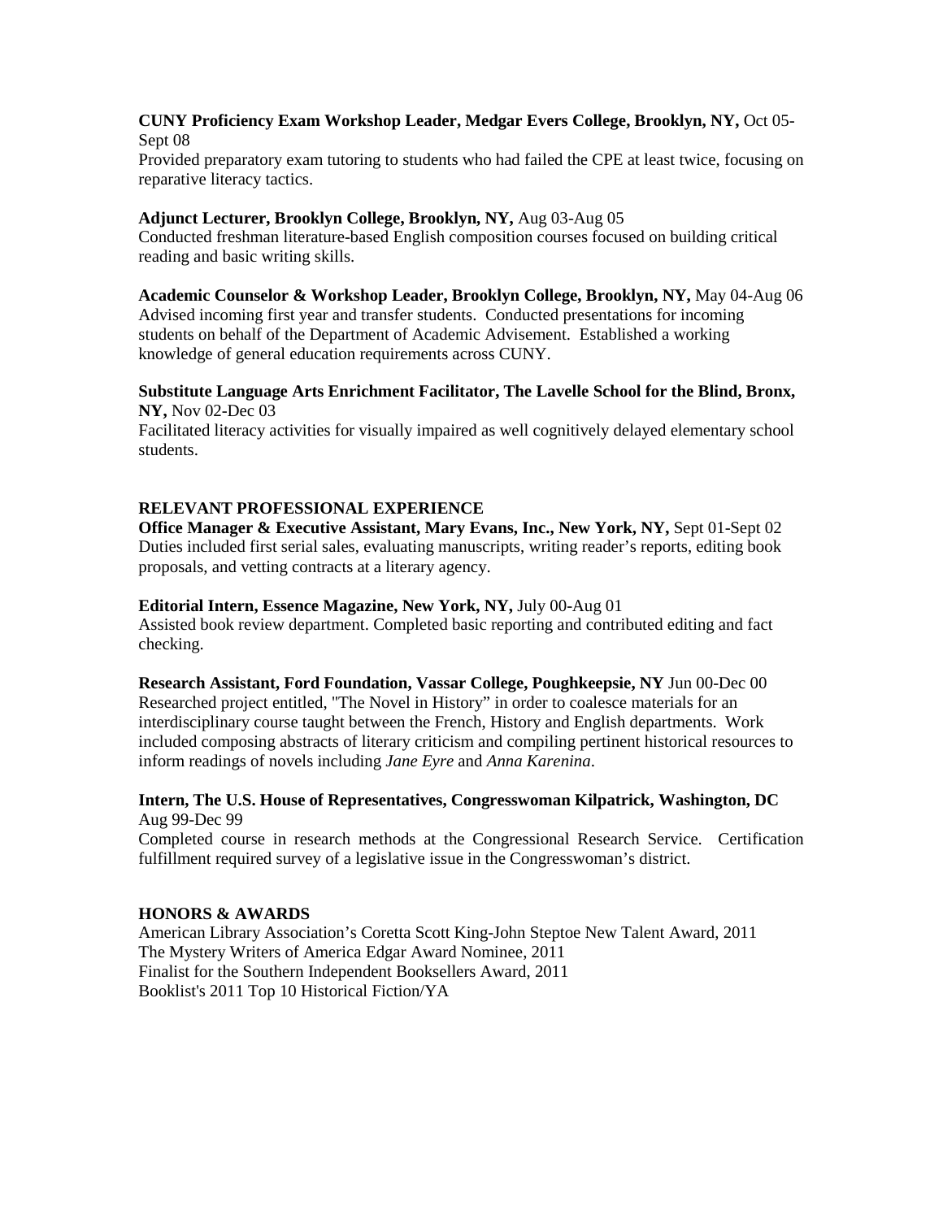**CUNY Proficiency Exam Workshop Leader, Medgar Evers College, Brooklyn, NY,** Oct 05-Sept 08
Provided preparatory exam tutoring to students who had failed the CPE at least twice, focusing on reparative literacy tactics.

**Adjunct Lecturer, Brooklyn College, Brooklyn, NY,** Aug 03-Aug 05
Conducted freshman literature-based English composition courses focused on building critical reading and basic writing skills.

**Academic Counselor & Workshop Leader, Brooklyn College, Brooklyn, NY,** May 04-Aug 06
Advised incoming first year and transfer students. Conducted presentations for incoming students on behalf of the Department of Academic Advisement. Established a working knowledge of general education requirements across CUNY.

**Substitute Language Arts Enrichment Facilitator, The Lavelle School for the Blind, Bronx, NY,** Nov 02-Dec 03
Facilitated literacy activities for visually impaired as well cognitively delayed elementary school students.

## RELEVANT PROFESSIONAL EXPERIENCE

**Office Manager & Executive Assistant, Mary Evans, Inc., New York, NY,** Sept 01-Sept 02
Duties included first serial sales, evaluating manuscripts, writing reader's reports, editing book proposals, and vetting contracts at a literary agency.

**Editorial Intern, Essence Magazine, New York, NY,** July 00-Aug 01
Assisted book review department. Completed basic reporting and contributed editing and fact checking.

**Research Assistant, Ford Foundation, Vassar College, Poughkeepsie, NY** Jun 00-Dec 00
Researched project entitled, "The Novel in History" in order to coalesce materials for an interdisciplinary course taught between the French, History and English departments. Work included composing abstracts of literary criticism and compiling pertinent historical resources to inform readings of novels including *Jane Eyre* and *Anna Karenina*.

**Intern, The U.S. House of Representatives, Congresswoman Kilpatrick, Washington, DC** Aug 99-Dec 99
Completed course in research methods at the Congressional Research Service. Certification fulfillment required survey of a legislative issue in the Congresswoman's district.

## HONORS & AWARDS

American Library Association's Coretta Scott King-John Steptoe New Talent Award, 2011
The Mystery Writers of America Edgar Award Nominee, 2011
Finalist for the Southern Independent Booksellers Award, 2011
Booklist's 2011 Top 10 Historical Fiction/YA